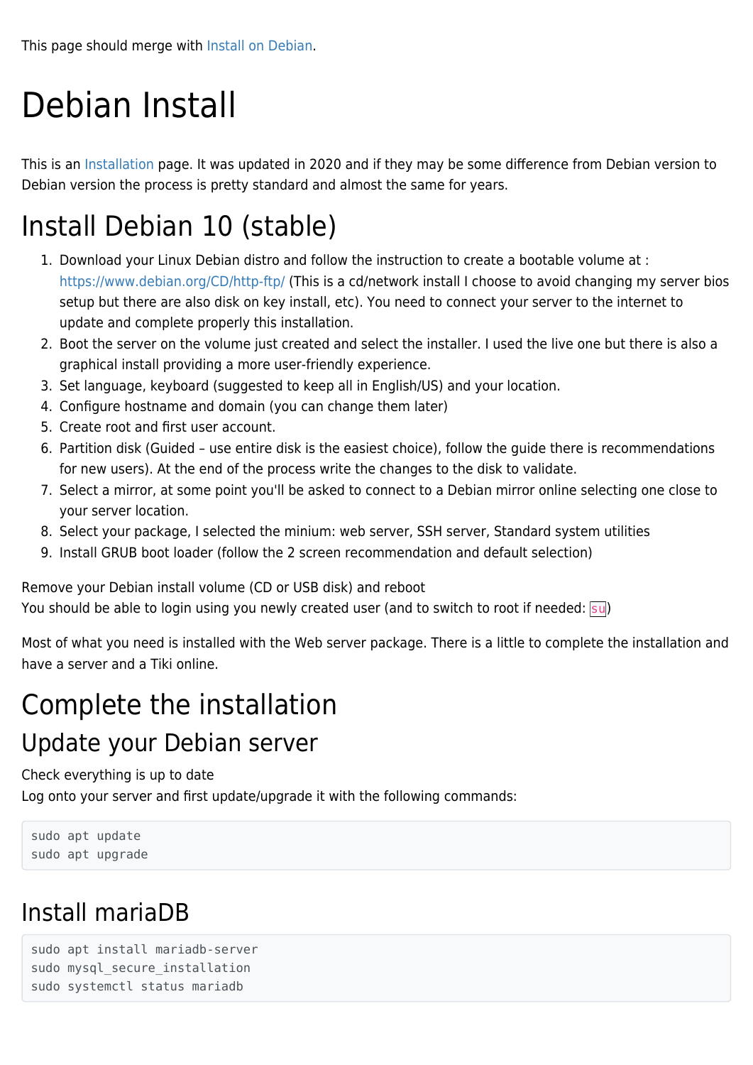This page should merge with Install on Debian.

# Debian Install

This is an Installation page. It was updated in 2020 and if they may be some difference from Debian version to Debian version the process is pretty standard and almost the same for years.

## Install Debian 10 (stable)

1. Download your Linux Debian distro and follow the instruction to create a bootable volume at : https://www.debian.org/CD/http-ftp/ (This is a cd/network install I choose to avoid changing my server bios setup but there are also disk on key install, etc). You need to connect your server to the internet to update and complete properly this installation.
2. Boot the server on the volume just created and select the installer. I used the live one but there is also a graphical install providing a more user-friendly experience.
3. Set language, keyboard (suggested to keep all in English/US) and your location.
4. Configure hostname and domain (you can change them later)
5. Create root and first user account.
6. Partition disk (Guided – use entire disk is the easiest choice), follow the guide there is recommendations for new users). At the end of the process write the changes to the disk to validate.
7. Select a mirror, at some point you'll be asked to connect to a Debian mirror online selecting one close to your server location.
8. Select your package, I selected the minium: web server, SSH server, Standard system utilities
9. Install GRUB boot loader (follow the 2 screen recommendation and default selection)

Remove your Debian install volume (CD or USB disk) and reboot
You should be able to login using you newly created user (and to switch to root if needed: `su`)

Most of what you need is installed with the Web server package. There is a little to complete the installation and have a server and a Tiki online.

## Complete the installation

### Update your Debian server

Check everything is up to date
Log onto your server and first update/upgrade it with the following commands:

```
sudo apt update
sudo apt upgrade
```

### Install mariaDB

```
sudo apt install mariadb-server
sudo mysql_secure_installation
sudo systemctl status mariadb
```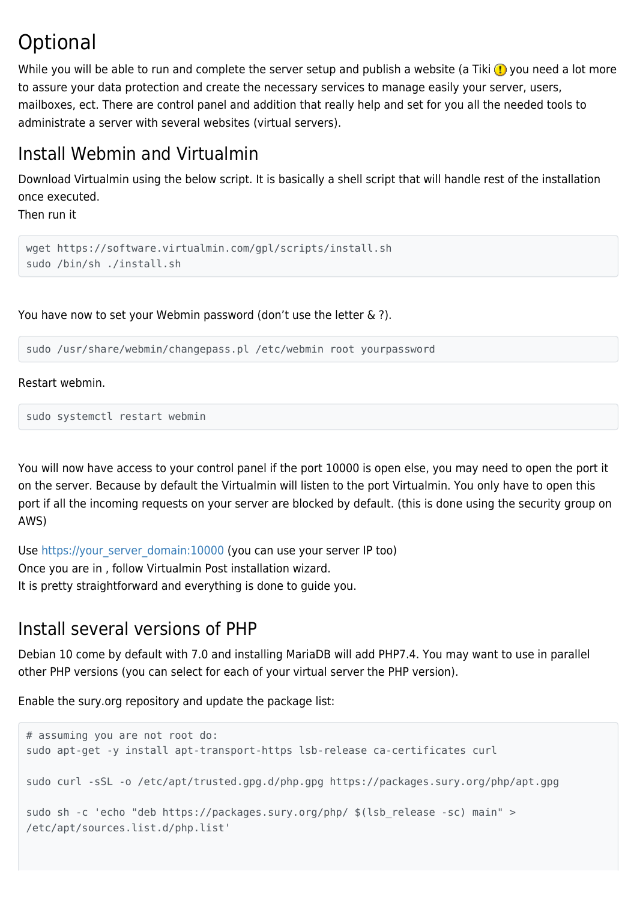# Optional

While you will be able to run and complete the server setup and publish a website (a Tiki you need a lot more to assure your data protection and create the necessary services to manage easily your server, users, mailboxes, ect. There are control panel and addition that really help and set for you all the needed tools to administrate a server with several websites (virtual servers).

## Install Webmin and Virtualmin

Download Virtualmin using the below script. It is basically a shell script that will handle rest of the installation once executed.
Then run it

```
wget https://software.virtualmin.com/gpl/scripts/install.sh
sudo /bin/sh ./install.sh
```

You have now to set your Webmin password (don't use the letter & ?).

```
sudo /usr/share/webmin/changepass.pl /etc/webmin root yourpassword
```

Restart webmin.

```
sudo systemctl restart webmin
```

You will now have access to your control panel if the port 10000 is open else, you may need to open the port it on the server. Because by default the Virtualmin will listen to the port Virtualmin. You only have to open this port if all the incoming requests on your server are blocked by default. (this is done using the security group on AWS)

Use https://your_server_domain:10000 (you can use your server IP too)
Once you are in , follow Virtualmin Post installation wizard.
It is pretty straightforward and everything is done to guide you.

## Install several versions of PHP

Debian 10 come by default with 7.0 and installing MariaDB will add PHP7.4. You may want to use in parallel other PHP versions (you can select for each of your virtual server the PHP version).

Enable the sury.org repository and update the package list:

```
# assuming you are not root do:
sudo apt-get -y install apt-transport-https lsb-release ca-certificates curl

sudo curl -sSL -o /etc/apt/trusted.gpg.d/php.gpg https://packages.sury.org/php/apt.gpg

sudo sh -c 'echo "deb https://packages.sury.org/php/ $(lsb_release -sc) main" >
/etc/apt/sources.list.d/php.list'
```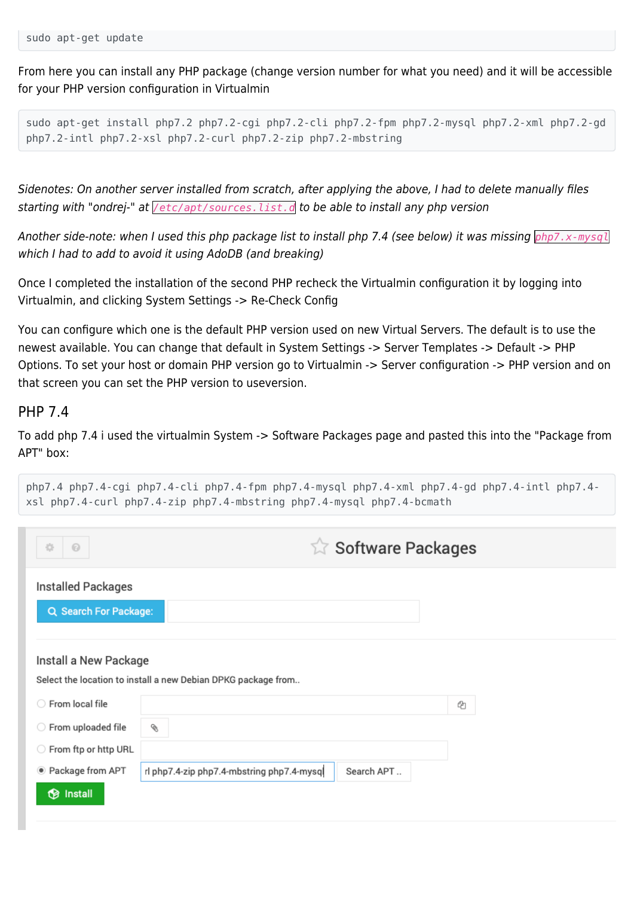```
sudo apt-get update
```

From here you can install any PHP package (change version number for what you need) and it will be accessible for your PHP version configuration in Virtualmin

```
sudo apt-get install php7.2 php7.2-cgi php7.2-cli php7.2-fpm php7.2-mysql php7.2-xml php7.2-gd
php7.2-intl php7.2-xsl php7.2-curl php7.2-zip php7.2-mbstring
```

*Sidenotes: On another server installed from scratch, after applying the above, I had to delete manually files starting with "ondrej-" at `/etc/apt/sources.list.d` to be able to install any php version*

*Another side-note: when I used this php package list to install php 7.4 (see below) it was missing `php7.x-mysql` which I had to add to avoid it using AdoDB (and breaking)*

Once I completed the installation of the second PHP recheck the Virtualmin configuration it by logging into Virtualmin, and clicking System Settings -> Re-Check Config

You can configure which one is the default PHP version used on new Virtual Servers. The default is to use the newest available. You can change that default in System Settings -> Server Templates -> Default -> PHP Options. To set your host or domain PHP version go to Virtualmin -> Server configuration -> PHP version and on that screen you can set the PHP version to useversion.

## PHP 7.4

To add php 7.4 i used the virtualmin System -> Software Packages page and pasted this into the "Package from APT" box:

```
php7.4 php7.4-cgi php7.4-cli php7.4-fpm php7.4-mysql php7.4-xml php7.4-gd php7.4-intl php7.4-
xsl php7.4-curl php7.4-zip php7.4-mbstring php7.4-mysql php7.4-bcmath
```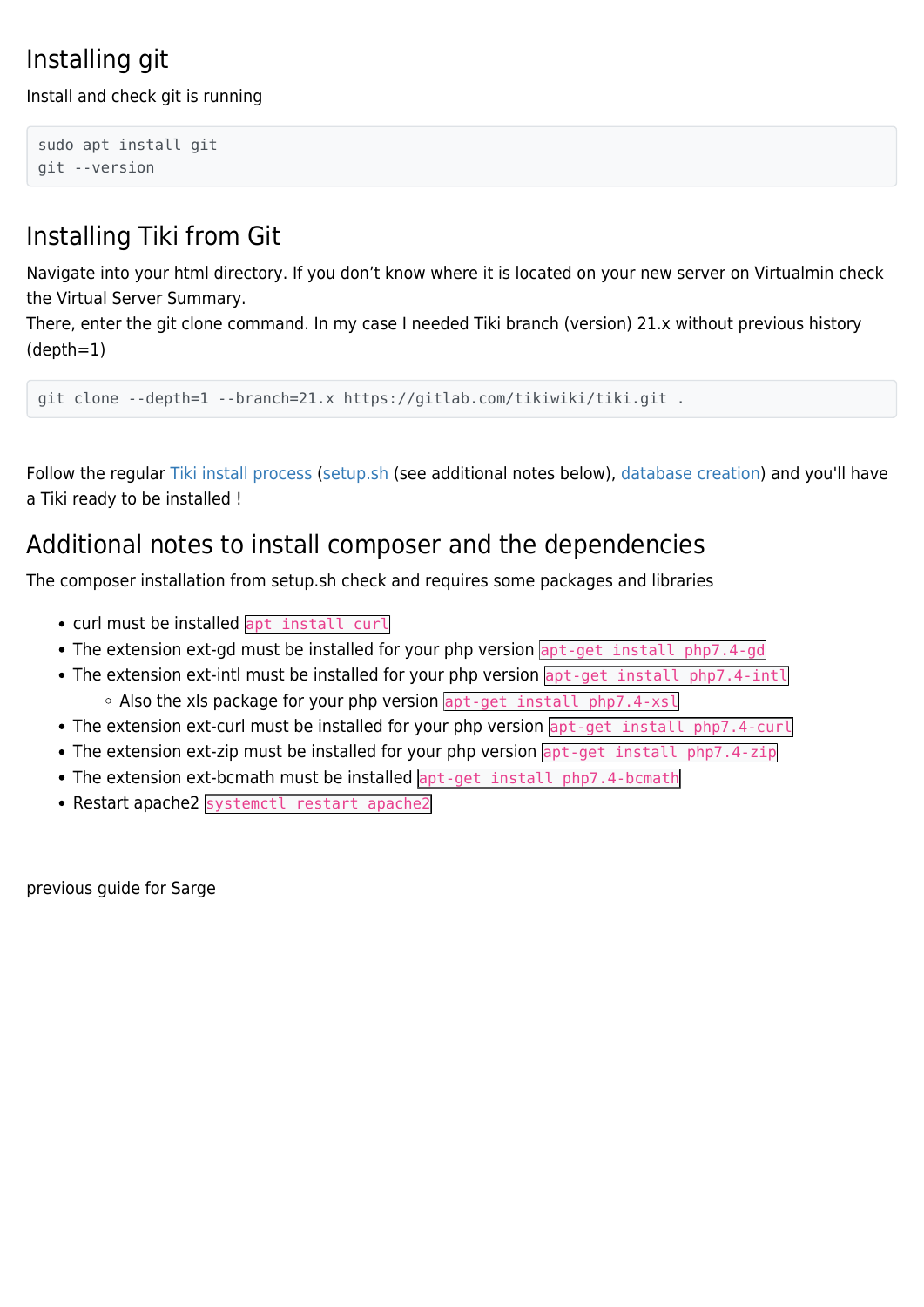## Installing git

Install and check git is running

```
sudo apt install git
git --version
```

## Installing Tiki from Git

Navigate into your html directory. If you don't know where it is located on your new server on Virtualmin check the Virtual Server Summary.
There, enter the git clone command. In my case I needed Tiki branch (version) 21.x without previous history (depth=1)

```
git clone --depth=1 --branch=21.x https://gitlab.com/tikiwiki/tiki.git .
```

Follow the regular Tiki install process (setup.sh (see additional notes below), database creation) and you'll have a Tiki ready to be installed !

## Additional notes to install composer and the dependencies

The composer installation from setup.sh check and requires some packages and libraries

- curl must be installed `apt install curl`
- The extension ext-gd must be installed for your php version `apt-get install php7.4-gd`
- The extension ext-intl must be installed for your php version `apt-get install php7.4-intl`
  - Also the xls package for your php version `apt-get install php7.4-xsl`
- The extension ext-curl must be installed for your php version `apt-get install php7.4-curl`
- The extension ext-zip must be installed for your php version `apt-get install php7.4-zip`
- The extension ext-bcmath must be installed `apt-get install php7.4-bcmath`
- Restart apache2 `systemctl restart apache2`

previous guide for Sarge